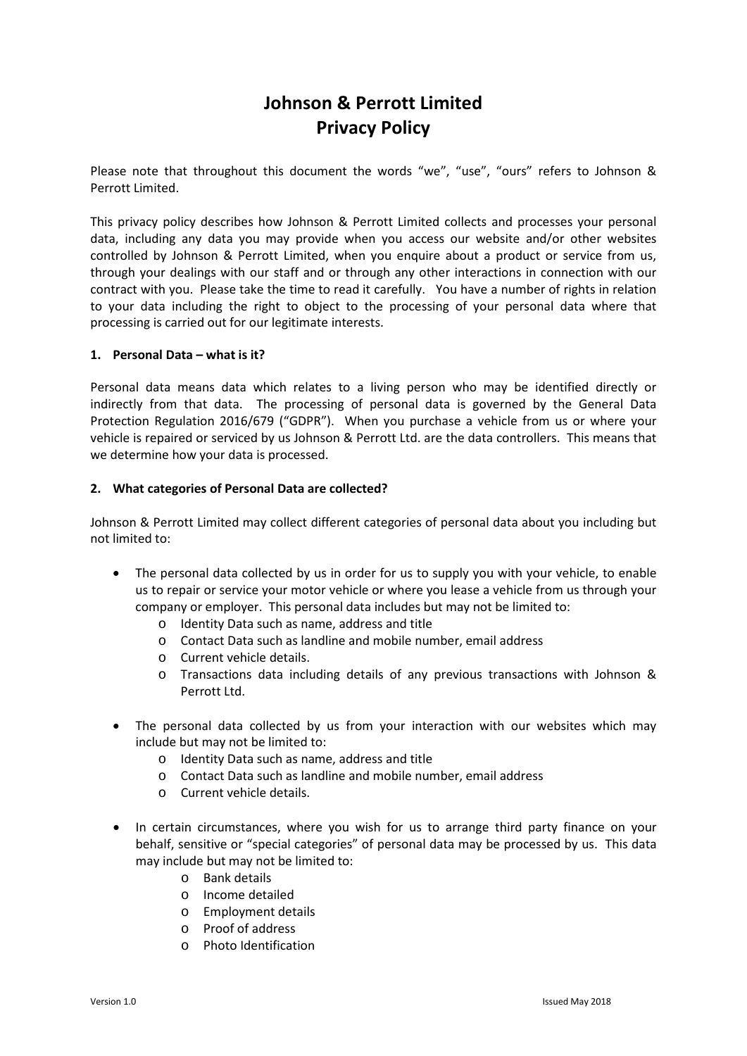# Johnson & Perrott Limited
# Privacy Policy

Please note that throughout this document the words "we", "use", "ours" refers to Johnson & Perrott Limited.

This privacy policy describes how Johnson & Perrott Limited collects and processes your personal data, including any data you may provide when you access our website and/or other websites controlled by Johnson & Perrott Limited, when you enquire about a product or service from us, through your dealings with our staff and or through any other interactions in connection with our contract with you. Please take the time to read it carefully. You have a number of rights in relation to your data including the right to object to the processing of your personal data where that processing is carried out for our legitimate interests.

**1. Personal Data – what is it?**

Personal data means data which relates to a living person who may be identified directly or indirectly from that data. The processing of personal data is governed by the General Data Protection Regulation 2016/679 ("GDPR"). When you purchase a vehicle from us or where your vehicle is repaired or serviced by us Johnson & Perrott Ltd. are the data controllers. This means that we determine how your data is processed.

**2. What categories of Personal Data are collected?**

Johnson & Perrott Limited may collect different categories of personal data about you including but not limited to:

- The personal data collected by us in order for us to supply you with your vehicle, to enable us to repair or service your motor vehicle or where you lease a vehicle from us through your company or employer. This personal data includes but may not be limited to:
  - Identity Data such as name, address and title
  - Contact Data such as landline and mobile number, email address
  - Current vehicle details.
  - Transactions data including details of any previous transactions with Johnson & Perrott Ltd.
- The personal data collected by us from your interaction with our websites which may include but may not be limited to:
  - Identity Data such as name, address and title
  - Contact Data such as landline and mobile number, email address
  - Current vehicle details.
- In certain circumstances, where you wish for us to arrange third party finance on your behalf, sensitive or "special categories" of personal data may be processed by us. This data may include but may not be limited to:
  - Bank details
  - Income detailed
  - Employment details
  - Proof of address
  - Photo Identification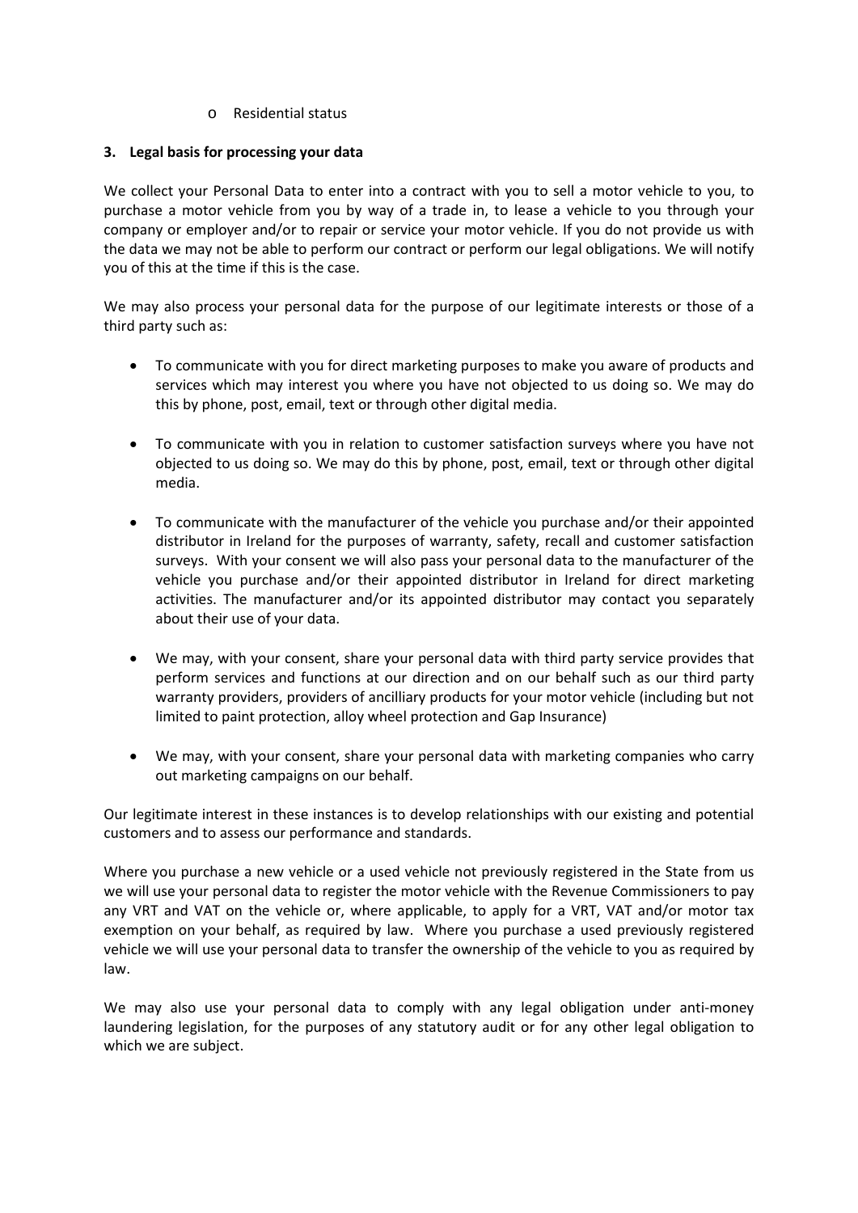- Residential status

**3. Legal basis for processing your data**

We collect your Personal Data to enter into a contract with you to sell a motor vehicle to you, to purchase a motor vehicle from you by way of a trade in, to lease a vehicle to you through your company or employer and/or to repair or service your motor vehicle. If you do not provide us with the data we may not be able to perform our contract or perform our legal obligations. We will notify you of this at the time if this is the case.

We may also process your personal data for the purpose of our legitimate interests or those of a third party such as:

- To communicate with you for direct marketing purposes to make you aware of products and services which may interest you where you have not objected to us doing so. We may do this by phone, post, email, text or through other digital media.

- To communicate with you in relation to customer satisfaction surveys where you have not objected to us doing so. We may do this by phone, post, email, text or through other digital media.

- To communicate with the manufacturer of the vehicle you purchase and/or their appointed distributor in Ireland for the purposes of warranty, safety, recall and customer satisfaction surveys. With your consent we will also pass your personal data to the manufacturer of the vehicle you purchase and/or their appointed distributor in Ireland for direct marketing activities. The manufacturer and/or its appointed distributor may contact you separately about their use of your data.

- We may, with your consent, share your personal data with third party service provides that perform services and functions at our direction and on our behalf such as our third party warranty providers, providers of ancilliary products for your motor vehicle (including but not limited to paint protection, alloy wheel protection and Gap Insurance)

- We may, with your consent, share your personal data with marketing companies who carry out marketing campaigns on our behalf.

Our legitimate interest in these instances is to develop relationships with our existing and potential customers and to assess our performance and standards.

Where you purchase a new vehicle or a used vehicle not previously registered in the State from us we will use your personal data to register the motor vehicle with the Revenue Commissioners to pay any VRT and VAT on the vehicle or, where applicable, to apply for a VRT, VAT and/or motor tax exemption on your behalf, as required by law. Where you purchase a used previously registered vehicle we will use your personal data to transfer the ownership of the vehicle to you as required by law.

We may also use your personal data to comply with any legal obligation under anti-money laundering legislation, for the purposes of any statutory audit or for any other legal obligation to which we are subject.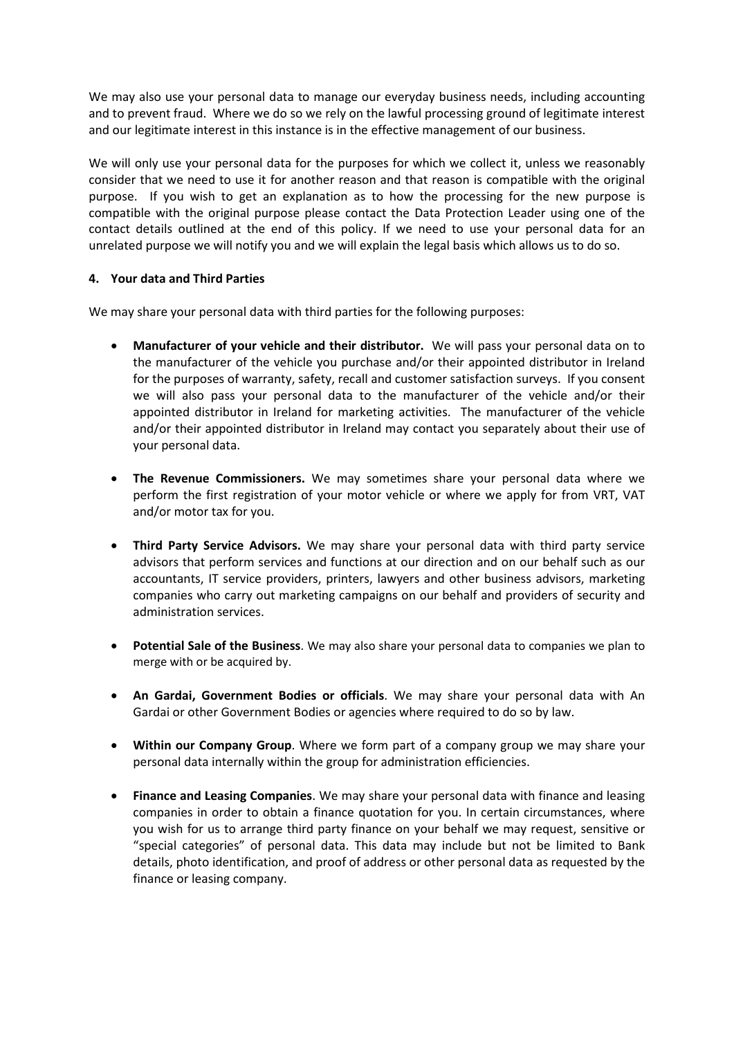We may also use your personal data to manage our everyday business needs, including accounting and to prevent fraud. Where we do so we rely on the lawful processing ground of legitimate interest and our legitimate interest in this instance is in the effective management of our business.

We will only use your personal data for the purposes for which we collect it, unless we reasonably consider that we need to use it for another reason and that reason is compatible with the original purpose. If you wish to get an explanation as to how the processing for the new purpose is compatible with the original purpose please contact the Data Protection Leader using one of the contact details outlined at the end of this policy. If we need to use your personal data for an unrelated purpose we will notify you and we will explain the legal basis which allows us to do so.

**4. Your data and Third Parties**

We may share your personal data with third parties for the following purposes:

- **Manufacturer of your vehicle and their distributor.** We will pass your personal data on to the manufacturer of the vehicle you purchase and/or their appointed distributor in Ireland for the purposes of warranty, safety, recall and customer satisfaction surveys. If you consent we will also pass your personal data to the manufacturer of the vehicle and/or their appointed distributor in Ireland for marketing activities. The manufacturer of the vehicle and/or their appointed distributor in Ireland may contact you separately about their use of your personal data.

- **The Revenue Commissioners.** We may sometimes share your personal data where we perform the first registration of your motor vehicle or where we apply for from VRT, VAT and/or motor tax for you.

- **Third Party Service Advisors.** We may share your personal data with third party service advisors that perform services and functions at our direction and on our behalf such as our accountants, IT service providers, printers, lawyers and other business advisors, marketing companies who carry out marketing campaigns on our behalf and providers of security and administration services.

- **Potential Sale of the Business**. We may also share your personal data to companies we plan to merge with or be acquired by.

- **An Gardai, Government Bodies or officials**. We may share your personal data with An Gardai or other Government Bodies or agencies where required to do so by law.

- **Within our Company Group**. Where we form part of a company group we may share your personal data internally within the group for administration efficiencies.

- **Finance and Leasing Companies**. We may share your personal data with finance and leasing companies in order to obtain a finance quotation for you. In certain circumstances, where you wish for us to arrange third party finance on your behalf we may request, sensitive or "special categories" of personal data. This data may include but not be limited to Bank details, photo identification, and proof of address or other personal data as requested by the finance or leasing company.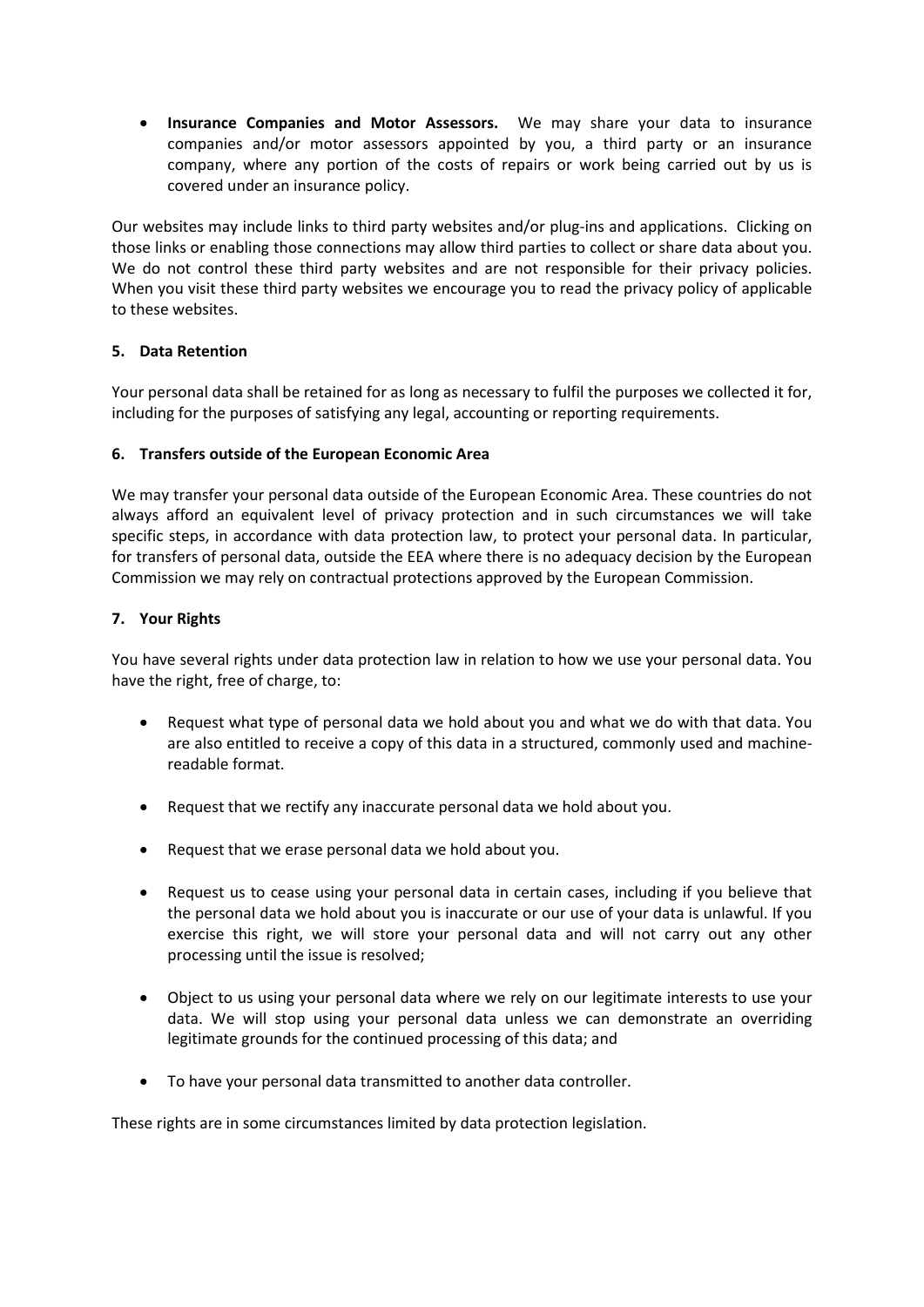- **Insurance Companies and Motor Assessors.** We may share your data to insurance companies and/or motor assessors appointed by you, a third party or an insurance company, where any portion of the costs of repairs or work being carried out by us is covered under an insurance policy.

Our websites may include links to third party websites and/or plug-ins and applications. Clicking on those links or enabling those connections may allow third parties to collect or share data about you. We do not control these third party websites and are not responsible for their privacy policies. When you visit these third party websites we encourage you to read the privacy policy of applicable to these websites.

## 5. Data Retention

Your personal data shall be retained for as long as necessary to fulfil the purposes we collected it for, including for the purposes of satisfying any legal, accounting or reporting requirements.

## 6. Transfers outside of the European Economic Area

We may transfer your personal data outside of the European Economic Area. These countries do not always afford an equivalent level of privacy protection and in such circumstances we will take specific steps, in accordance with data protection law, to protect your personal data. In particular, for transfers of personal data, outside the EEA where there is no adequacy decision by the European Commission we may rely on contractual protections approved by the European Commission.

## 7. Your Rights

You have several rights under data protection law in relation to how we use your personal data. You have the right, free of charge, to:

- Request what type of personal data we hold about you and what we do with that data. You are also entitled to receive a copy of this data in a structured, commonly used and machine-readable format.
- Request that we rectify any inaccurate personal data we hold about you.
- Request that we erase personal data we hold about you.
- Request us to cease using your personal data in certain cases, including if you believe that the personal data we hold about you is inaccurate or our use of your data is unlawful. If you exercise this right, we will store your personal data and will not carry out any other processing until the issue is resolved;
- Object to us using your personal data where we rely on our legitimate interests to use your data. We will stop using your personal data unless we can demonstrate an overriding legitimate grounds for the continued processing of this data; and
- To have your personal data transmitted to another data controller.

These rights are in some circumstances limited by data protection legislation.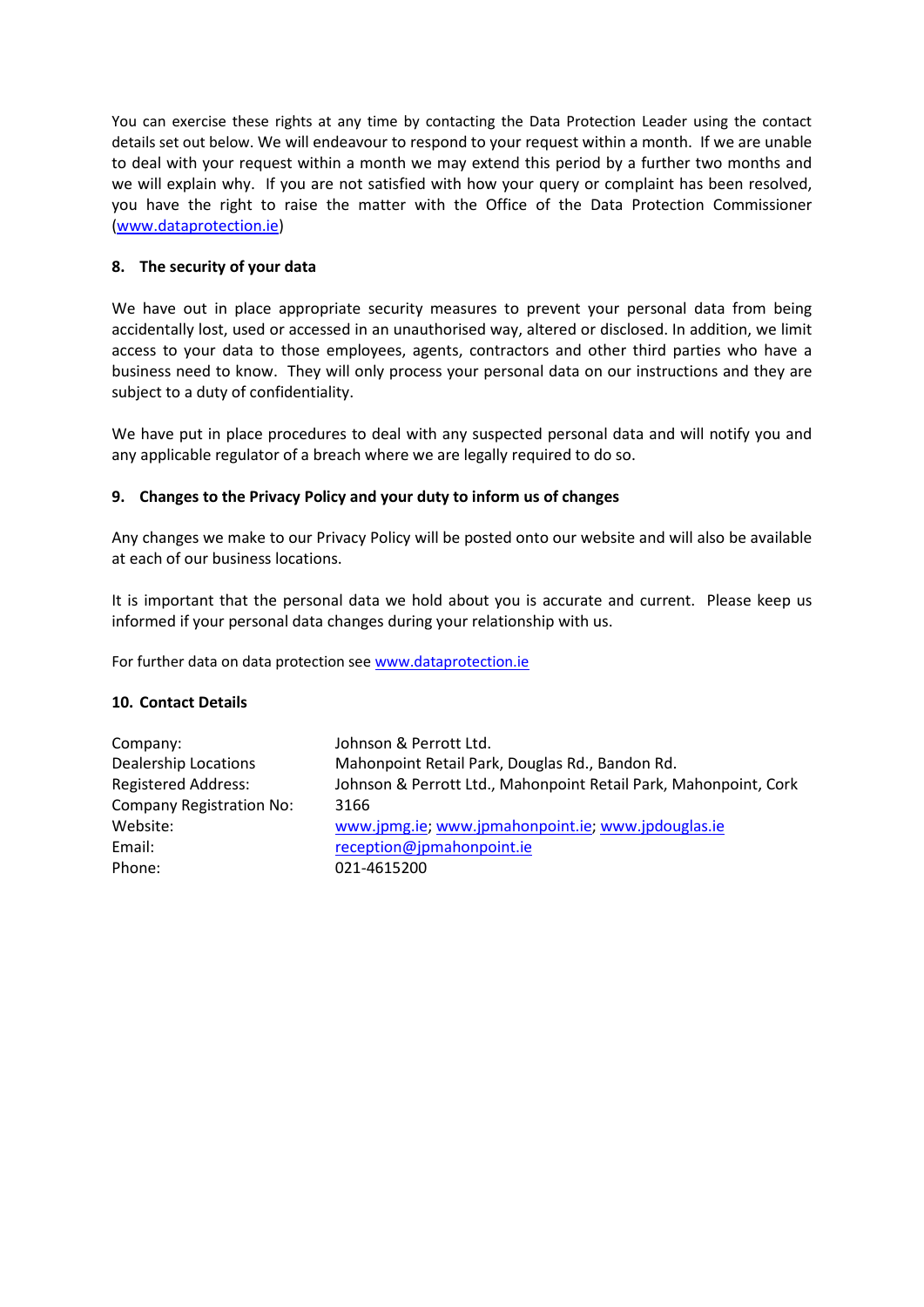You can exercise these rights at any time by contacting the Data Protection Leader using the contact details set out below. We will endeavour to respond to your request within a month. If we are unable to deal with your request within a month we may extend this period by a further two months and we will explain why. If you are not satisfied with how your query or complaint has been resolved, you have the right to raise the matter with the Office of the Data Protection Commissioner (www.dataprotection.ie)

**8. The security of your data**

We have out in place appropriate security measures to prevent your personal data from being accidentally lost, used or accessed in an unauthorised way, altered or disclosed. In addition, we limit access to your data to those employees, agents, contractors and other third parties who have a business need to know. They will only process your personal data on our instructions and they are subject to a duty of confidentiality.

We have put in place procedures to deal with any suspected personal data and will notify you and any applicable regulator of a breach where we are legally required to do so.

**9. Changes to the Privacy Policy and your duty to inform us of changes**

Any changes we make to our Privacy Policy will be posted onto our website and will also be available at each of our business locations.

It is important that the personal data we hold about you is accurate and current. Please keep us informed if your personal data changes during your relationship with us.

For further data on data protection see www.dataprotection.ie

**10. Contact Details**

| | |
|---|---|
| Company: | Johnson & Perrott Ltd. |
| Dealership Locations | Mahonpoint Retail Park, Douglas Rd., Bandon Rd. |
| Registered Address: | Johnson & Perrott Ltd., Mahonpoint Retail Park, Mahonpoint, Cork |
| Company Registration No: | 3166 |
| Website: | www.jpmg.ie; www.jpmahonpoint.ie; www.jpdouglas.ie |
| Email: | reception@jpmahonpoint.ie |
| Phone: | 021-4615200 |